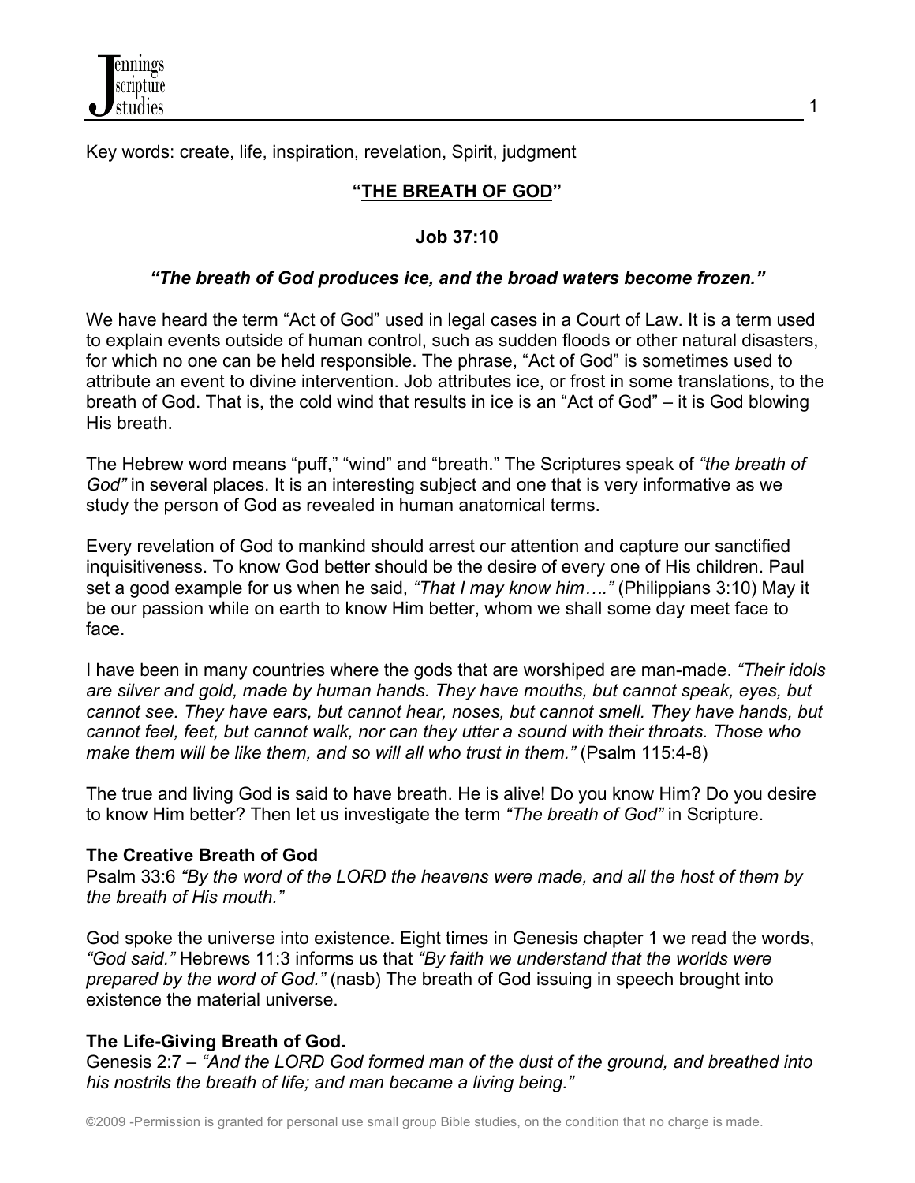Key words: create, life, inspiration, revelation, Spirit, judgment

# "THE BREATH OF GOD"

**Job 37:10**

***"The breath of God produces ice, and the broad waters become frozen."***

We have heard the term "Act of God" used in legal cases in a Court of Law. It is a term used to explain events outside of human control, such as sudden floods or other natural disasters, for which no one can be held responsible. The phrase, "Act of God" is sometimes used to attribute an event to divine intervention. Job attributes ice, or frost in some translations, to the breath of God. That is, the cold wind that results in ice is an "Act of God" – it is God blowing His breath.

The Hebrew word means "puff," "wind" and "breath." The Scriptures speak of *"the breath of God"* in several places. It is an interesting subject and one that is very informative as we study the person of God as revealed in human anatomical terms.

Every revelation of God to mankind should arrest our attention and capture our sanctified inquisitiveness. To know God better should be the desire of every one of His children. Paul set a good example for us when he said, *"That I may know him…."* (Philippians 3:10) May it be our passion while on earth to know Him better, whom we shall some day meet face to face.

I have been in many countries where the gods that are worshiped are man-made. *"Their idols are silver and gold, made by human hands. They have mouths, but cannot speak, eyes, but cannot see. They have ears, but cannot hear, noses, but cannot smell. They have hands, but cannot feel, feet, but cannot walk, nor can they utter a sound with their throats. Those who make them will be like them, and so will all who trust in them."* (Psalm 115:4-8)

The true and living God is said to have breath. He is alive! Do you know Him? Do you desire to know Him better? Then let us investigate the term *"The breath of God"* in Scripture.

**The Creative Breath of God**

Psalm 33:6 *"By the word of the LORD the heavens were made, and all the host of them by the breath of His mouth."*

God spoke the universe into existence. Eight times in Genesis chapter 1 we read the words, *"God said."* Hebrews 11:3 informs us that *"By faith we understand that the worlds were prepared by the word of God."* (nasb) The breath of God issuing in speech brought into existence the material universe.

**The Life-Giving Breath of God.**

Genesis 2:7 – *"And the LORD God formed man of the dust of the ground, and breathed into his nostrils the breath of life; and man became a living being."*

©2009 -Permission is granted for personal use small group Bible studies, on the condition that no charge is made.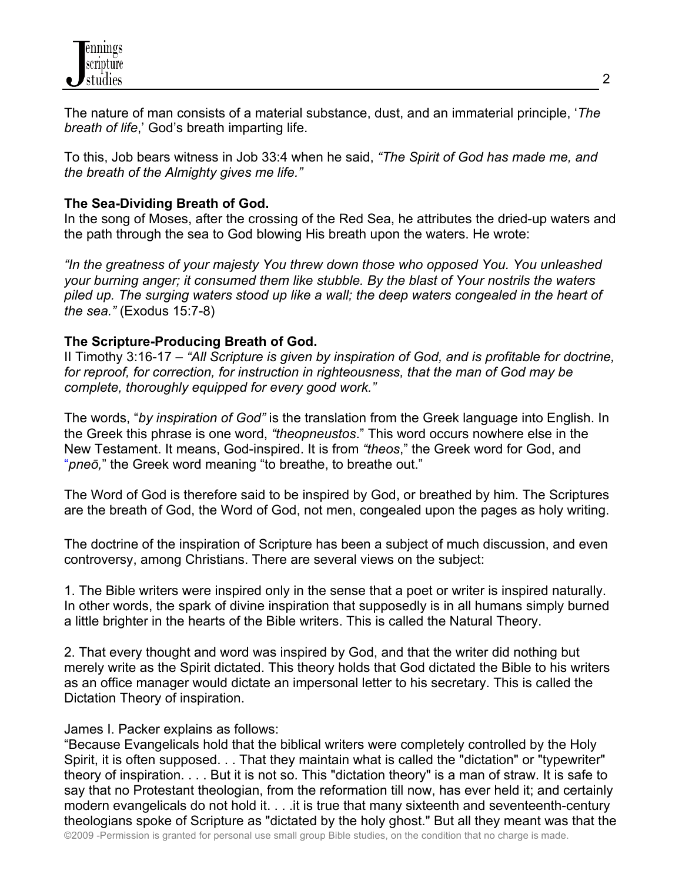The nature of man consists of a material substance, dust, and an immaterial principle, '*The breath of life*,' God's breath imparting life.

To this, Job bears witness in Job 33:4 when he said, *"The Spirit of God has made me, and the breath of the Almighty gives me life."*

**The Sea-Dividing Breath of God.**
In the song of Moses, after the crossing of the Red Sea, he attributes the dried-up waters and the path through the sea to God blowing His breath upon the waters. He wrote:

*"In the greatness of your majesty You threw down those who opposed You. You unleashed your burning anger; it consumed them like stubble. By the blast of Your nostrils the waters piled up. The surging waters stood up like a wall; the deep waters congealed in the heart of the sea."* (Exodus 15:7-8)

**The Scripture-Producing Breath of God.**
II Timothy 3:16-17 – *"All Scripture is given by inspiration of God, and is profitable for doctrine, for reproof, for correction, for instruction in righteousness, that the man of God may be complete, thoroughly equipped for every good work."*

The words, "*by inspiration of God"* is the translation from the Greek language into English. In the Greek this phrase is one word, *"theopneustos*." This word occurs nowhere else in the New Testament. It means, God-inspired. It is from *"theos*," the Greek word for God, and "*pneō,*" the Greek word meaning "to breathe, to breathe out."

The Word of God is therefore said to be inspired by God, or breathed by him. The Scriptures are the breath of God, the Word of God, not men, congealed upon the pages as holy writing.

The doctrine of the inspiration of Scripture has been a subject of much discussion, and even controversy, among Christians. There are several views on the subject:

1. The Bible writers were inspired only in the sense that a poet or writer is inspired naturally. In other words, the spark of divine inspiration that supposedly is in all humans simply burned a little brighter in the hearts of the Bible writers. This is called the Natural Theory.

2. That every thought and word was inspired by God, and that the writer did nothing but merely write as the Spirit dictated. This theory holds that God dictated the Bible to his writers as an office manager would dictate an impersonal letter to his secretary. This is called the Dictation Theory of inspiration.

James I. Packer explains as follows:
"Because Evangelicals hold that the biblical writers were completely controlled by the Holy Spirit, it is often supposed. . . That they maintain what is called the "dictation" or "typewriter" theory of inspiration. . . . But it is not so. This "dictation theory" is a man of straw. It is safe to say that no Protestant theologian, from the reformation till now, has ever held it; and certainly modern evangelicals do not hold it. . . .it is true that many sixteenth and seventeenth-century theologians spoke of Scripture as "dictated by the holy ghost." But all they meant was that the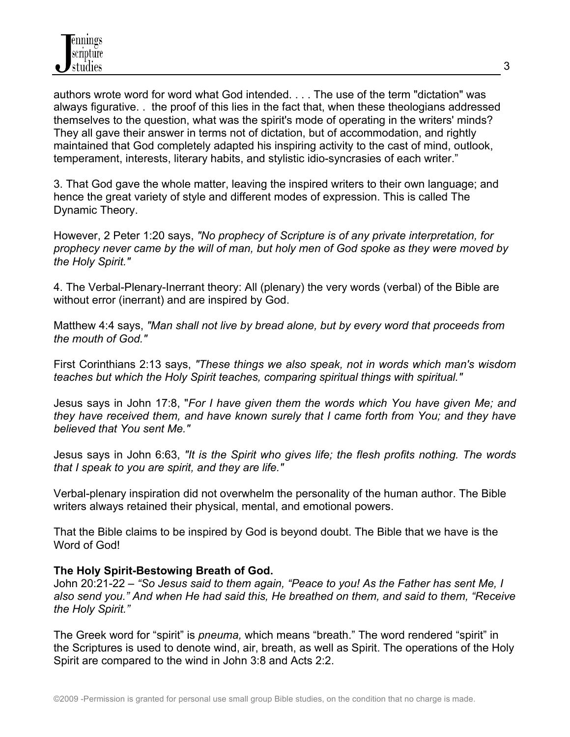authors wrote word for word what God intended. . . . The use of the term "dictation" was always figurative. . the proof of this lies in the fact that, when these theologians addressed themselves to the question, what was the spirit's mode of operating in the writers' minds? They all gave their answer in terms not of dictation, but of accommodation, and rightly maintained that God completely adapted his inspiring activity to the cast of mind, outlook, temperament, interests, literary habits, and stylistic idio-syncrasies of each writer."

3. That God gave the whole matter, leaving the inspired writers to their own language; and hence the great variety of style and different modes of expression. This is called The Dynamic Theory.

However, 2 Peter 1:20 says, *"No prophecy of Scripture is of any private interpretation, for prophecy never came by the will of man, but holy men of God spoke as they were moved by the Holy Spirit."*

4. The Verbal-Plenary-Inerrant theory: All (plenary) the very words (verbal) of the Bible are without error (inerrant) and are inspired by God.

Matthew 4:4 says, *"Man shall not live by bread alone, but by every word that proceeds from the mouth of God."*

First Corinthians 2:13 says, *"These things we also speak, not in words which man's wisdom teaches but which the Holy Spirit teaches, comparing spiritual things with spiritual."*

Jesus says in John 17:8, "*For I have given them the words which You have given Me; and they have received them, and have known surely that I came forth from You; and they have believed that You sent Me."*

Jesus says in John 6:63, *"It is the Spirit who gives life; the flesh profits nothing. The words that I speak to you are spirit, and they are life."*

Verbal-plenary inspiration did not overwhelm the personality of the human author. The Bible writers always retained their physical, mental, and emotional powers.

That the Bible claims to be inspired by God is beyond doubt. The Bible that we have is the Word of God!

**The Holy Spirit-Bestowing Breath of God.**
John 20:21-22 – *"So Jesus said to them again, "Peace to you! As the Father has sent Me, I also send you." And when He had said this, He breathed on them, and said to them, "Receive the Holy Spirit."*

The Greek word for "spirit" is *pneuma,* which means "breath." The word rendered "spirit" in the Scriptures is used to denote wind, air, breath, as well as Spirit. The operations of the Holy Spirit are compared to the wind in John 3:8 and Acts 2:2.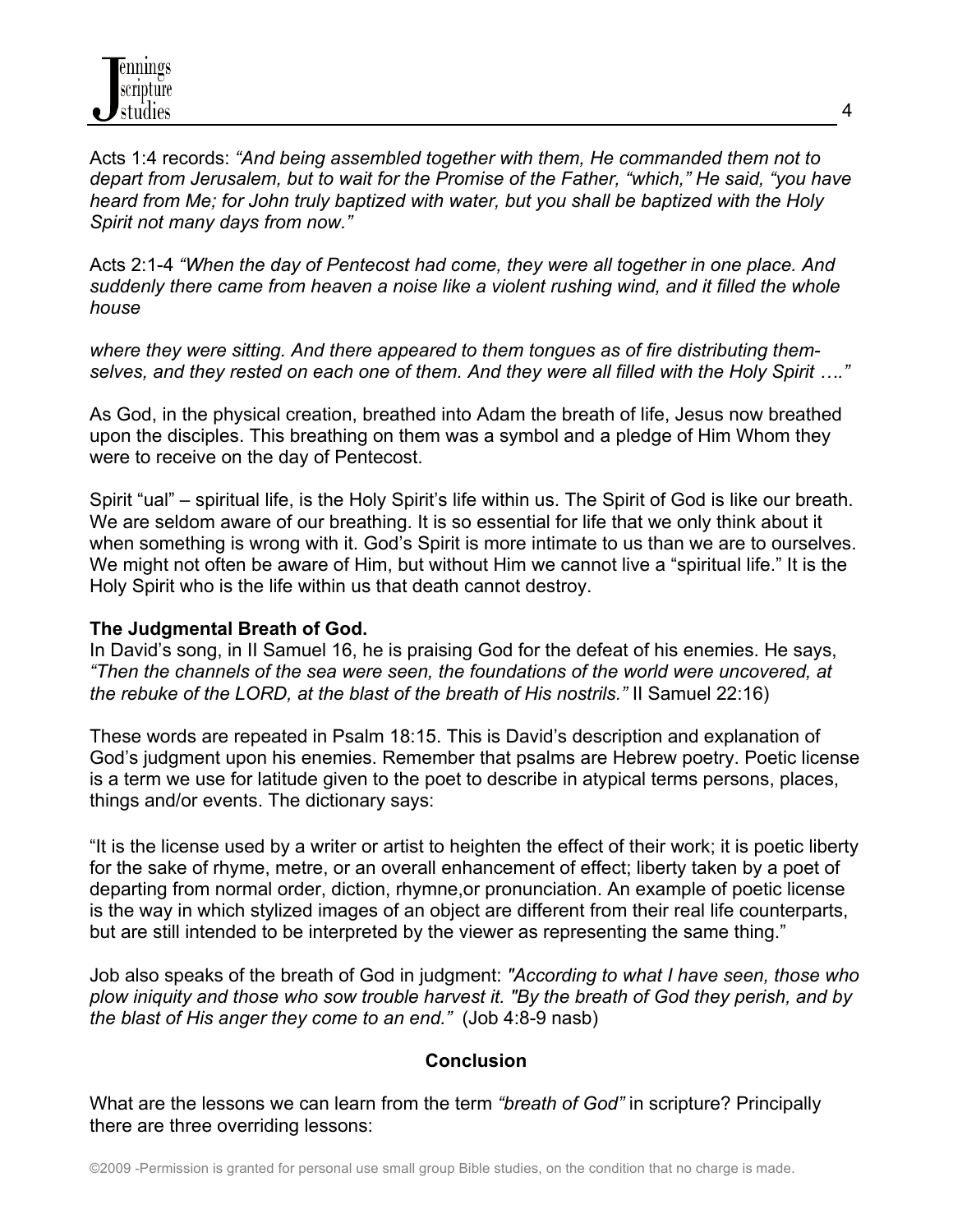Acts 1:4 records: *"And being assembled together with them, He commanded them not to depart from Jerusalem, but to wait for the Promise of the Father, "which," He said, "you have heard from Me; for John truly baptized with water, but you shall be baptized with the Holy Spirit not many days from now."*

Acts 2:1-4 *"When the day of Pentecost had come, they were all together in one place. And suddenly there came from heaven a noise like a violent rushing wind, and it filled the whole house*

*where they were sitting. And there appeared to them tongues as of fire distributing themselves, and they rested on each one of them. And they were all filled with the Holy Spirit …."*

As God, in the physical creation, breathed into Adam the breath of life, Jesus now breathed upon the disciples. This breathing on them was a symbol and a pledge of Him Whom they were to receive on the day of Pentecost.

Spirit "ual" – spiritual life, is the Holy Spirit's life within us. The Spirit of God is like our breath. We are seldom aware of our breathing. It is so essential for life that we only think about it when something is wrong with it. God's Spirit is more intimate to us than we are to ourselves. We might not often be aware of Him, but without Him we cannot live a "spiritual life." It is the Holy Spirit who is the life within us that death cannot destroy.

**The Judgmental Breath of God.**
In David's song, in II Samuel 16, he is praising God for the defeat of his enemies. He says, *"Then the channels of the sea were seen, the foundations of the world were uncovered, at the rebuke of the LORD, at the blast of the breath of His nostrils."* II Samuel 22:16)

These words are repeated in Psalm 18:15. This is David's description and explanation of God's judgment upon his enemies. Remember that psalms are Hebrew poetry. Poetic license is a term we use for latitude given to the poet to describe in atypical terms persons, places, things and/or events. The dictionary says:

"It is the license used by a writer or artist to heighten the effect of their work; it is poetic liberty for the sake of rhyme, metre, or an overall enhancement of effect; liberty taken by a poet of departing from normal order, diction, rhymne,or pronunciation. An example of poetic license is the way in which stylized images of an object are different from their real life counterparts, but are still intended to be interpreted by the viewer as representing the same thing."

Job also speaks of the breath of God in judgment: *"According to what I have seen, those who plow iniquity and those who sow trouble harvest it. "By the breath of God they perish, and by the blast of His anger they come to an end."* (Job 4:8-9 nasb)

## Conclusion

What are the lessons we can learn from the term *"breath of God"* in scripture? Principally there are three overriding lessons: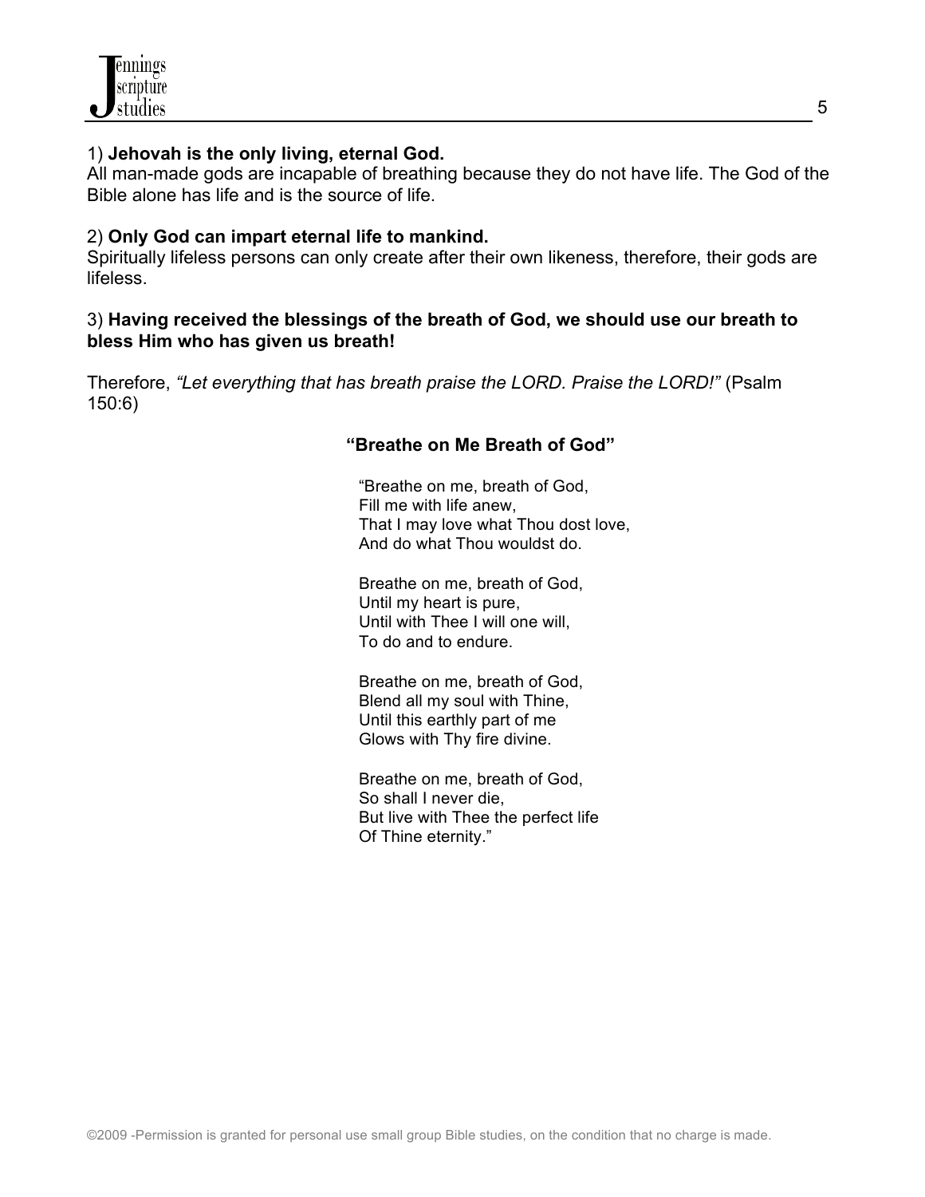1) **Jehovah is the only living, eternal God.**
All man-made gods are incapable of breathing because they do not have life. The God of the Bible alone has life and is the source of life.

2) **Only God can impart eternal life to mankind.**
Spiritually lifeless persons can only create after their own likeness, therefore, their gods are lifeless.

3) **Having received the blessings of the breath of God, we should use our breath to bless Him who has given us breath!**

Therefore, *"Let everything that has breath praise the LORD. Praise the LORD!"* (Psalm 150:6)

**"Breathe on Me Breath of God"**

"Breathe on me, breath of God,
Fill me with life anew,
That I may love what Thou dost love,
And do what Thou wouldst do.

Breathe on me, breath of God,
Until my heart is pure,
Until with Thee I will one will,
To do and to endure.

Breathe on me, breath of God,
Blend all my soul with Thine,
Until this earthly part of me
Glows with Thy fire divine.

Breathe on me, breath of God,
So shall I never die,
But live with Thee the perfect life
Of Thine eternity."